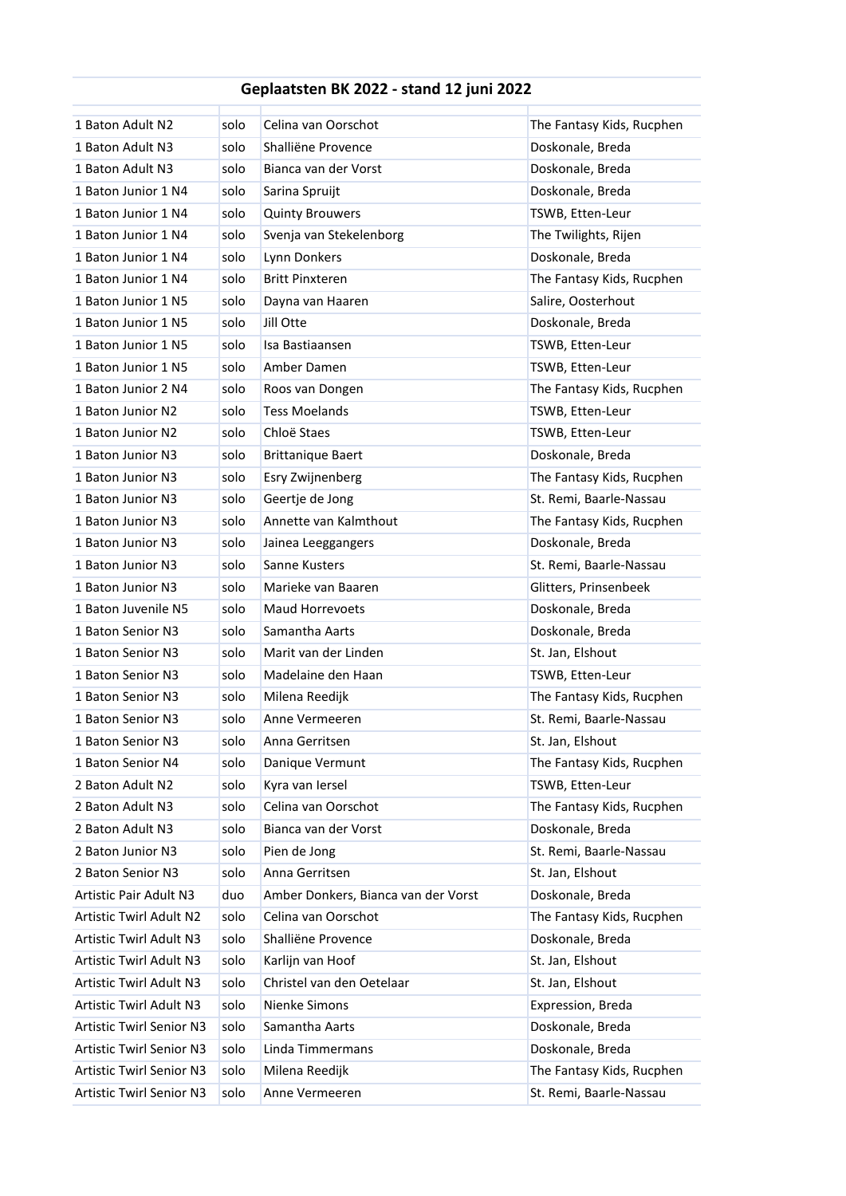# Geplaatsten BK 2022 - stand 12 juni 2022

| | | | |
|---|---|---|---|
| 1 Baton Adult N2 | solo | Celina van Oorschot | The Fantasy Kids, Rucphen |
| 1 Baton Adult N3 | solo | Shalliëne Provence | Doskonale, Breda |
| 1 Baton Adult N3 | solo | Bianca van der Vorst | Doskonale, Breda |
| 1 Baton Junior 1 N4 | solo | Sarina Spruijt | Doskonale, Breda |
| 1 Baton Junior 1 N4 | solo | Quinty Brouwers | TSWB, Etten-Leur |
| 1 Baton Junior 1 N4 | solo | Svenja van Stekelenborg | The Twilights, Rijen |
| 1 Baton Junior 1 N4 | solo | Lynn Donkers | Doskonale, Breda |
| 1 Baton Junior 1 N4 | solo | Britt Pinxteren | The Fantasy Kids, Rucphen |
| 1 Baton Junior 1 N5 | solo | Dayna van Haaren | Salire, Oosterhout |
| 1 Baton Junior 1 N5 | solo | Jill Otte | Doskonale, Breda |
| 1 Baton Junior 1 N5 | solo | Isa Bastiaansen | TSWB, Etten-Leur |
| 1 Baton Junior 1 N5 | solo | Amber Damen | TSWB, Etten-Leur |
| 1 Baton Junior 2 N4 | solo | Roos van Dongen | The Fantasy Kids, Rucphen |
| 1 Baton Junior N2 | solo | Tess Moelands | TSWB, Etten-Leur |
| 1 Baton Junior N2 | solo | Chloë Staes | TSWB, Etten-Leur |
| 1 Baton Junior N3 | solo | Brittanique Baert | Doskonale, Breda |
| 1 Baton Junior N3 | solo | Esry Zwijnenberg | The Fantasy Kids, Rucphen |
| 1 Baton Junior N3 | solo | Geertje de Jong | St. Remi, Baarle-Nassau |
| 1 Baton Junior N3 | solo | Annette van Kalmthout | The Fantasy Kids, Rucphen |
| 1 Baton Junior N3 | solo | Jainea Leeggangers | Doskonale, Breda |
| 1 Baton Junior N3 | solo | Sanne Kusters | St. Remi, Baarle-Nassau |
| 1 Baton Junior N3 | solo | Marieke van Baaren | Glitters, Prinsenbeek |
| 1 Baton Juvenile N5 | solo | Maud Horrevoets | Doskonale, Breda |
| 1 Baton Senior N3 | solo | Samantha Aarts | Doskonale, Breda |
| 1 Baton Senior N3 | solo | Marit van der Linden | St. Jan, Elshout |
| 1 Baton Senior N3 | solo | Madelaine den Haan | TSWB, Etten-Leur |
| 1 Baton Senior N3 | solo | Milena Reedijk | The Fantasy Kids, Rucphen |
| 1 Baton Senior N3 | solo | Anne Vermeeren | St. Remi, Baarle-Nassau |
| 1 Baton Senior N3 | solo | Anna Gerritsen | St. Jan, Elshout |
| 1 Baton Senior N4 | solo | Danique Vermunt | The Fantasy Kids, Rucphen |
| 2 Baton Adult N2 | solo | Kyra van Iersel | TSWB, Etten-Leur |
| 2 Baton Adult N3 | solo | Celina van Oorschot | The Fantasy Kids, Rucphen |
| 2 Baton Adult N3 | solo | Bianca van der Vorst | Doskonale, Breda |
| 2 Baton Junior N3 | solo | Pien de Jong | St. Remi, Baarle-Nassau |
| 2 Baton Senior N3 | solo | Anna Gerritsen | St. Jan, Elshout |
| Artistic Pair Adult N3 | duo | Amber Donkers, Bianca van der Vorst | Doskonale, Breda |
| Artistic Twirl Adult N2 | solo | Celina van Oorschot | The Fantasy Kids, Rucphen |
| Artistic Twirl Adult N3 | solo | Shalliëne Provence | Doskonale, Breda |
| Artistic Twirl Adult N3 | solo | Karlijn van Hoof | St. Jan, Elshout |
| Artistic Twirl Adult N3 | solo | Christel van den Oetelaar | St. Jan, Elshout |
| Artistic Twirl Adult N3 | solo | Nienke Simons | Expression, Breda |
| Artistic Twirl Senior N3 | solo | Samantha Aarts | Doskonale, Breda |
| Artistic Twirl Senior N3 | solo | Linda Timmermans | Doskonale, Breda |
| Artistic Twirl Senior N3 | solo | Milena Reedijk | The Fantasy Kids, Rucphen |
| Artistic Twirl Senior N3 | solo | Anne Vermeeren | St. Remi, Baarle-Nassau |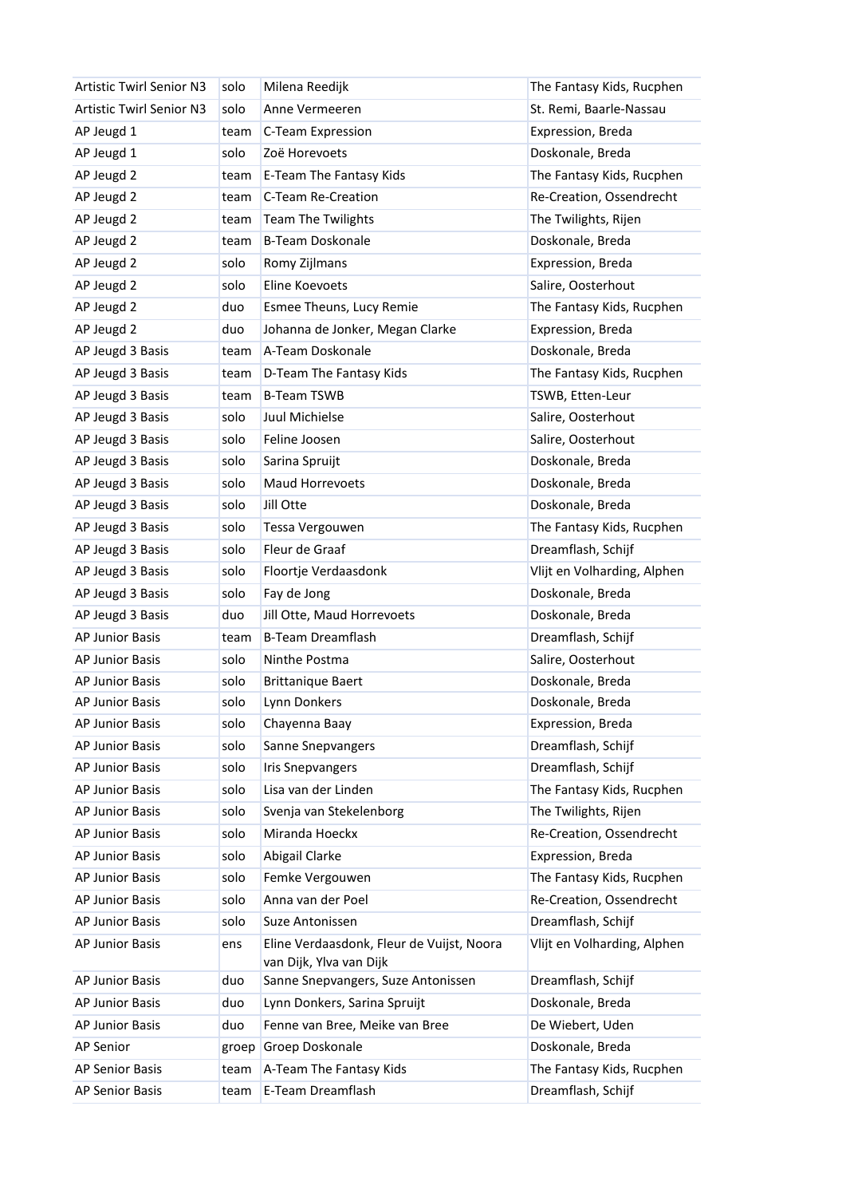| Artistic Twirl Senior N3 | solo | Milena Reedijk | The Fantasy Kids, Rucphen |
|---|---|---|---|
| Artistic Twirl Senior N3 | solo | Anne Vermeeren | St. Remi, Baarle-Nassau |
| AP Jeugd 1 | team | C-Team Expression | Expression, Breda |
| AP Jeugd 1 | solo | Zoë Horevoets | Doskonale, Breda |
| AP Jeugd 2 | team | E-Team The Fantasy Kids | The Fantasy Kids, Rucphen |
| AP Jeugd 2 | team | C-Team Re-Creation | Re-Creation, Ossendrecht |
| AP Jeugd 2 | team | Team The Twilights | The Twilights, Rijen |
| AP Jeugd 2 | team | B-Team Doskonale | Doskonale, Breda |
| AP Jeugd 2 | solo | Romy Zijlmans | Expression, Breda |
| AP Jeugd 2 | solo | Eline Koevoets | Salire, Oosterhout |
| AP Jeugd 2 | duo | Esmee Theuns, Lucy Remie | The Fantasy Kids, Rucphen |
| AP Jeugd 2 | duo | Johanna de Jonker, Megan Clarke | Expression, Breda |
| AP Jeugd 3 Basis | team | A-Team Doskonale | Doskonale, Breda |
| AP Jeugd 3 Basis | team | D-Team The Fantasy Kids | The Fantasy Kids, Rucphen |
| AP Jeugd 3 Basis | team | B-Team TSWB | TSWB, Etten-Leur |
| AP Jeugd 3 Basis | solo | Juul Michielse | Salire, Oosterhout |
| AP Jeugd 3 Basis | solo | Feline Joosen | Salire, Oosterhout |
| AP Jeugd 3 Basis | solo | Sarina Spruijt | Doskonale, Breda |
| AP Jeugd 3 Basis | solo | Maud Horrevoets | Doskonale, Breda |
| AP Jeugd 3 Basis | solo | Jill Otte | Doskonale, Breda |
| AP Jeugd 3 Basis | solo | Tessa Vergouwen | The Fantasy Kids, Rucphen |
| AP Jeugd 3 Basis | solo | Fleur de Graaf | Dreamflash, Schijf |
| AP Jeugd 3 Basis | solo | Floortje Verdaasdonk | Vlijt en Volharding, Alphen |
| AP Jeugd 3 Basis | solo | Fay de Jong | Doskonale, Breda |
| AP Jeugd 3 Basis | duo | Jill Otte, Maud Horrevoets | Doskonale, Breda |
| AP Junior Basis | team | B-Team Dreamflash | Dreamflash, Schijf |
| AP Junior Basis | solo | Ninthe Postma | Salire, Oosterhout |
| AP Junior Basis | solo | Brittanique Baert | Doskonale, Breda |
| AP Junior Basis | solo | Lynn Donkers | Doskonale, Breda |
| AP Junior Basis | solo | Chayenna Baay | Expression, Breda |
| AP Junior Basis | solo | Sanne Snepvangers | Dreamflash, Schijf |
| AP Junior Basis | solo | Iris Snepvangers | Dreamflash, Schijf |
| AP Junior Basis | solo | Lisa van der Linden | The Fantasy Kids, Rucphen |
| AP Junior Basis | solo | Svenja van Stekelenborg | The Twilights, Rijen |
| AP Junior Basis | solo | Miranda Hoeckx | Re-Creation, Ossendrecht |
| AP Junior Basis | solo | Abigail Clarke | Expression, Breda |
| AP Junior Basis | solo | Femke Vergouwen | The Fantasy Kids, Rucphen |
| AP Junior Basis | solo | Anna van der Poel | Re-Creation, Ossendrecht |
| AP Junior Basis | solo | Suze Antonissen | Dreamflash, Schijf |
| AP Junior Basis | ens | Eline Verdaasdonk, Fleur de Vuijst, Noora van Dijk, Ylva van Dijk | Vlijt en Volharding, Alphen |
| AP Junior Basis | duo | Sanne Snepvangers, Suze Antonissen | Dreamflash, Schijf |
| AP Junior Basis | duo | Lynn Donkers, Sarina Spruijt | Doskonale, Breda |
| AP Junior Basis | duo | Fenne van Bree, Meike van Bree | De Wiebert, Uden |
| AP Senior | groep | Groep Doskonale | Doskonale, Breda |
| AP Senior Basis | team | A-Team The Fantasy Kids | The Fantasy Kids, Rucphen |
| AP Senior Basis | team | E-Team Dreamflash | Dreamflash, Schijf |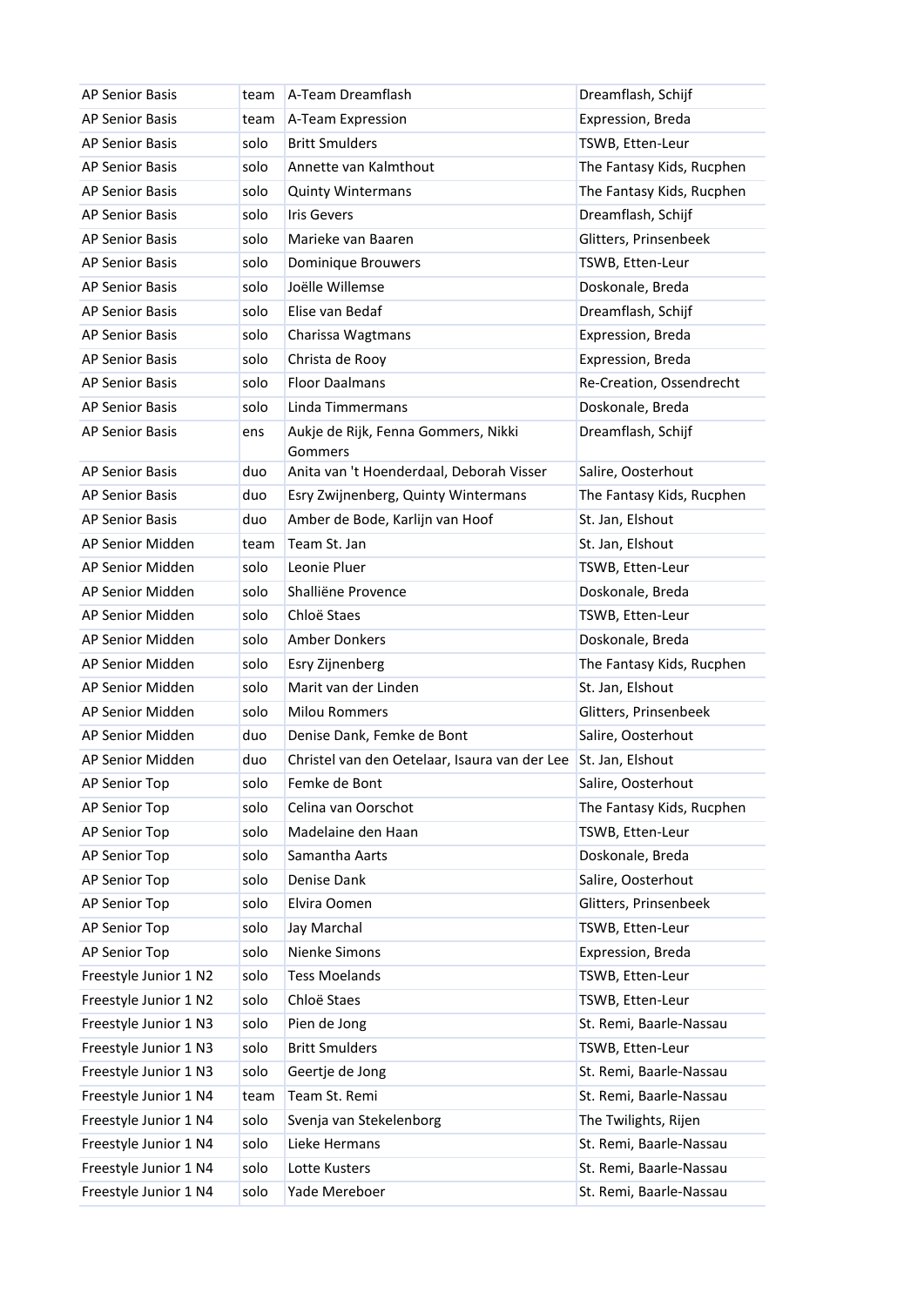| AP Senior Basis | team | A-Team Dreamflash | Dreamflash, Schijf |
|---|---|---|---|
| AP Senior Basis | team | A-Team Expression | Expression, Breda |
| AP Senior Basis | solo | Britt Smulders | TSWB, Etten-Leur |
| AP Senior Basis | solo | Annette van Kalmthout | The Fantasy Kids, Rucphen |
| AP Senior Basis | solo | Quinty Wintermans | The Fantasy Kids, Rucphen |
| AP Senior Basis | solo | Iris Gevers | Dreamflash, Schijf |
| AP Senior Basis | solo | Marieke van Baaren | Glitters, Prinsenbeek |
| AP Senior Basis | solo | Dominique Brouwers | TSWB, Etten-Leur |
| AP Senior Basis | solo | Joëlle Willemse | Doskonale, Breda |
| AP Senior Basis | solo | Elise van Bedaf | Dreamflash, Schijf |
| AP Senior Basis | solo | Charissa Wagtmans | Expression, Breda |
| AP Senior Basis | solo | Christa de Rooy | Expression, Breda |
| AP Senior Basis | solo | Floor Daalmans | Re-Creation, Ossendrecht |
| AP Senior Basis | solo | Linda Timmermans | Doskonale, Breda |
| AP Senior Basis | ens | Aukje de Rijk, Fenna Gommers, Nikki Gommers | Dreamflash, Schijf |
| AP Senior Basis | duo | Anita van 't Hoenderdaal, Deborah Visser | Salire, Oosterhout |
| AP Senior Basis | duo | Esry Zwijnenberg, Quinty Wintermans | The Fantasy Kids, Rucphen |
| AP Senior Basis | duo | Amber de Bode, Karlijn van Hoof | St. Jan, Elshout |
| AP Senior Midden | team | Team St. Jan | St. Jan, Elshout |
| AP Senior Midden | solo | Leonie Pluer | TSWB, Etten-Leur |
| AP Senior Midden | solo | Shalliëne Provence | Doskonale, Breda |
| AP Senior Midden | solo | Chloë Staes | TSWB, Etten-Leur |
| AP Senior Midden | solo | Amber Donkers | Doskonale, Breda |
| AP Senior Midden | solo | Esry Zijnenberg | The Fantasy Kids, Rucphen |
| AP Senior Midden | solo | Marit van der Linden | St. Jan, Elshout |
| AP Senior Midden | solo | Milou Rommers | Glitters, Prinsenbeek |
| AP Senior Midden | duo | Denise Dank, Femke de Bont | Salire, Oosterhout |
| AP Senior Midden | duo | Christel van den Oetelaar, Isaura van der Lee | St. Jan, Elshout |
| AP Senior Top | solo | Femke de Bont | Salire, Oosterhout |
| AP Senior Top | solo | Celina van Oorschot | The Fantasy Kids, Rucphen |
| AP Senior Top | solo | Madelaine den Haan | TSWB, Etten-Leur |
| AP Senior Top | solo | Samantha Aarts | Doskonale, Breda |
| AP Senior Top | solo | Denise Dank | Salire, Oosterhout |
| AP Senior Top | solo | Elvira Oomen | Glitters, Prinsenbeek |
| AP Senior Top | solo | Jay Marchal | TSWB, Etten-Leur |
| AP Senior Top | solo | Nienke Simons | Expression, Breda |
| Freestyle Junior 1 N2 | solo | Tess Moelands | TSWB, Etten-Leur |
| Freestyle Junior 1 N2 | solo | Chloë Staes | TSWB, Etten-Leur |
| Freestyle Junior 1 N3 | solo | Pien de Jong | St. Remi, Baarle-Nassau |
| Freestyle Junior 1 N3 | solo | Britt Smulders | TSWB, Etten-Leur |
| Freestyle Junior 1 N3 | solo | Geertje de Jong | St. Remi, Baarle-Nassau |
| Freestyle Junior 1 N4 | team | Team St. Remi | St. Remi, Baarle-Nassau |
| Freestyle Junior 1 N4 | solo | Svenja van Stekelenborg | The Twilights, Rijen |
| Freestyle Junior 1 N4 | solo | Lieke Hermans | St. Remi, Baarle-Nassau |
| Freestyle Junior 1 N4 | solo | Lotte Kusters | St. Remi, Baarle-Nassau |
| Freestyle Junior 1 N4 | solo | Yade Mereboer | St. Remi, Baarle-Nassau |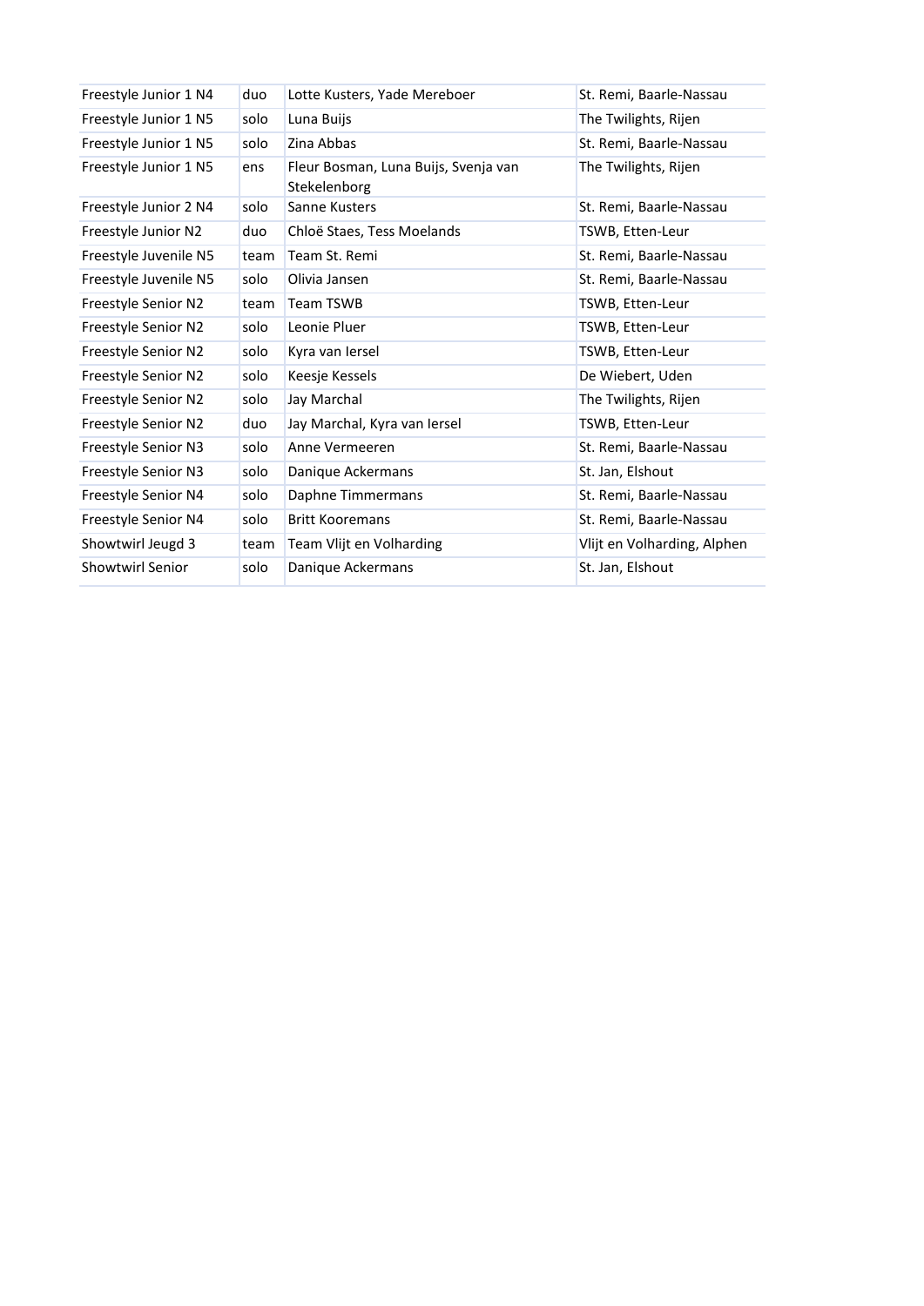| | | | |
|---|---|---|---|
| Freestyle Junior 1 N4 | duo | Lotte Kusters, Yade Mereboer | St. Remi, Baarle-Nassau |
| Freestyle Junior 1 N5 | solo | Luna Buijs | The Twilights, Rijen |
| Freestyle Junior 1 N5 | solo | Zina Abbas | St. Remi, Baarle-Nassau |
| Freestyle Junior 1 N5 | ens | Fleur Bosman, Luna Buijs, Svenja van Stekelenborg | The Twilights, Rijen |
| Freestyle Junior 2 N4 | solo | Sanne Kusters | St. Remi, Baarle-Nassau |
| Freestyle Junior N2 | duo | Chloë Staes, Tess Moelands | TSWB, Etten-Leur |
| Freestyle Juvenile N5 | team | Team St. Remi | St. Remi, Baarle-Nassau |
| Freestyle Juvenile N5 | solo | Olivia Jansen | St. Remi, Baarle-Nassau |
| Freestyle Senior N2 | team | Team TSWB | TSWB, Etten-Leur |
| Freestyle Senior N2 | solo | Leonie Pluer | TSWB, Etten-Leur |
| Freestyle Senior N2 | solo | Kyra van Iersel | TSWB, Etten-Leur |
| Freestyle Senior N2 | solo | Keesje Kessels | De Wiebert, Uden |
| Freestyle Senior N2 | solo | Jay Marchal | The Twilights, Rijen |
| Freestyle Senior N2 | duo | Jay Marchal, Kyra van Iersel | TSWB, Etten-Leur |
| Freestyle Senior N3 | solo | Anne Vermeeren | St. Remi, Baarle-Nassau |
| Freestyle Senior N3 | solo | Danique Ackermans | St. Jan, Elshout |
| Freestyle Senior N4 | solo | Daphne Timmermans | St. Remi, Baarle-Nassau |
| Freestyle Senior N4 | solo | Britt Kooremans | St. Remi, Baarle-Nassau |
| Showtwirl Jeugd 3 | team | Team Vlijt en Volharding | Vlijt en Volharding, Alphen |
| Showtwirl Senior | solo | Danique Ackermans | St. Jan, Elshout |